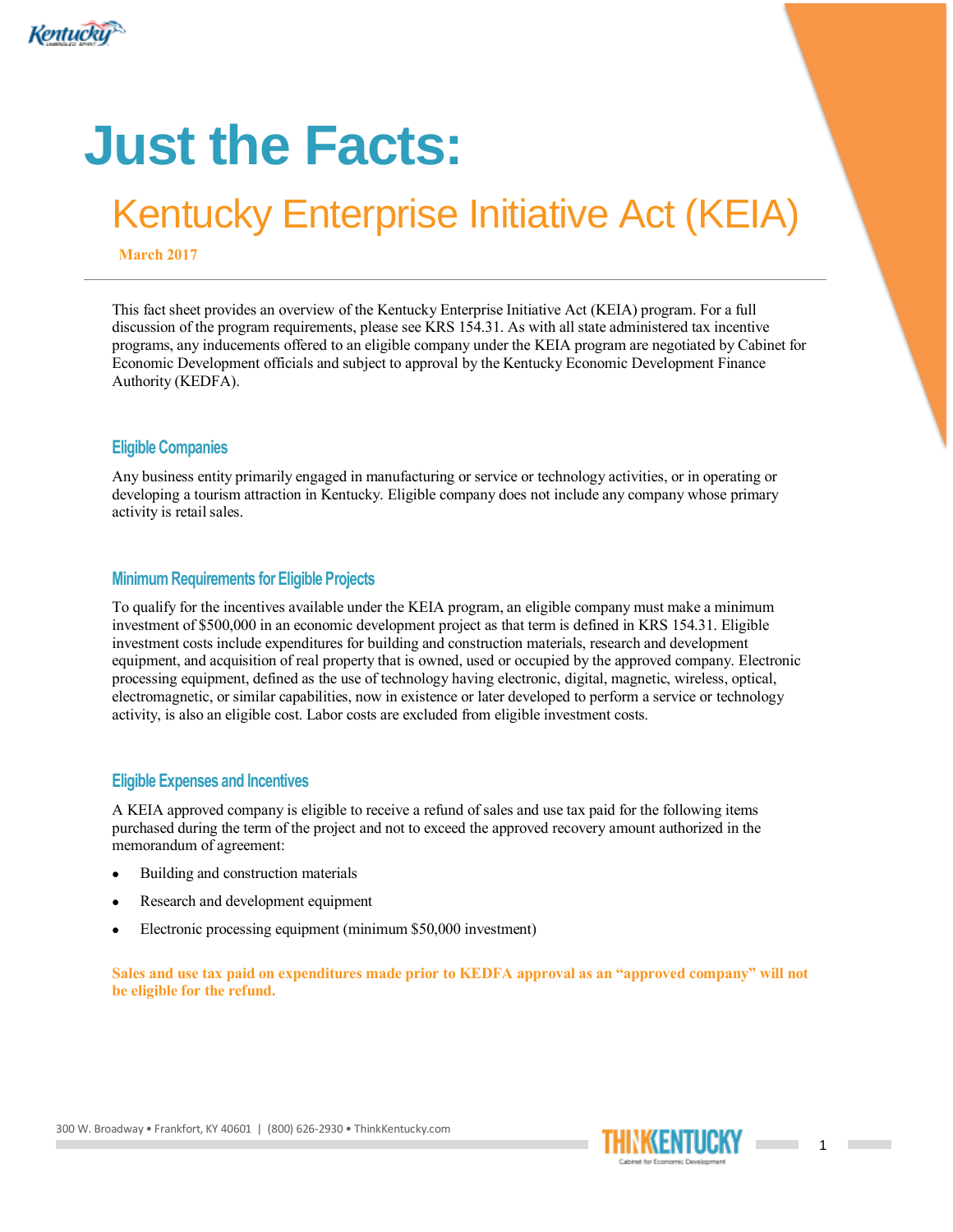# Just the Facts:

## Kentucky Enterprise Initiative Act (KEIA)

**March 2017**

---

This fact sheet provides an overview of the Kentucky Enterprise Initiative Act (KEIA) program. For a full discussion of the program requirements, please see KRS 154.31. As with all state administered tax incentive programs, any inducements offered to an eligible company under the KEIA program are negotiated by Cabinet for Economic Development officials and subject to approval by the Kentucky Economic Development Finance Authority (KEDFA).

### Eligible Companies

Any business entity primarily engaged in manufacturing or service or technology activities, or in operating or developing a tourism attraction in Kentucky. Eligible company does not include any company whose primary activity is retail sales.

### Minimum Requirements for Eligible Projects

To qualify for the incentives available under the KEIA program, an eligible company must make a minimum investment of $500,000 in an economic development project as that term is defined in KRS 154.31. Eligible investment costs include expenditures for building and construction materials, research and development equipment, and acquisition of real property that is owned, used or occupied by the approved company. Electronic processing equipment, defined as the use of technology having electronic, digital, magnetic, wireless, optical, electromagnetic, or similar capabilities, now in existence or later developed to perform a service or technology activity, is also an eligible cost. Labor costs are excluded from eligible investment costs.

### Eligible Expenses and Incentives

A KEIA approved company is eligible to receive a refund of sales and use tax paid for the following items purchased during the term of the project and not to exceed the approved recovery amount authorized in the memorandum of agreement:

- Building and construction materials
- Research and development equipment
- Electronic processing equipment (minimum $50,000 investment)

**Sales and use tax paid on expenditures made prior to KEDFA approval as an "approved company" will not be eligible for the refund.**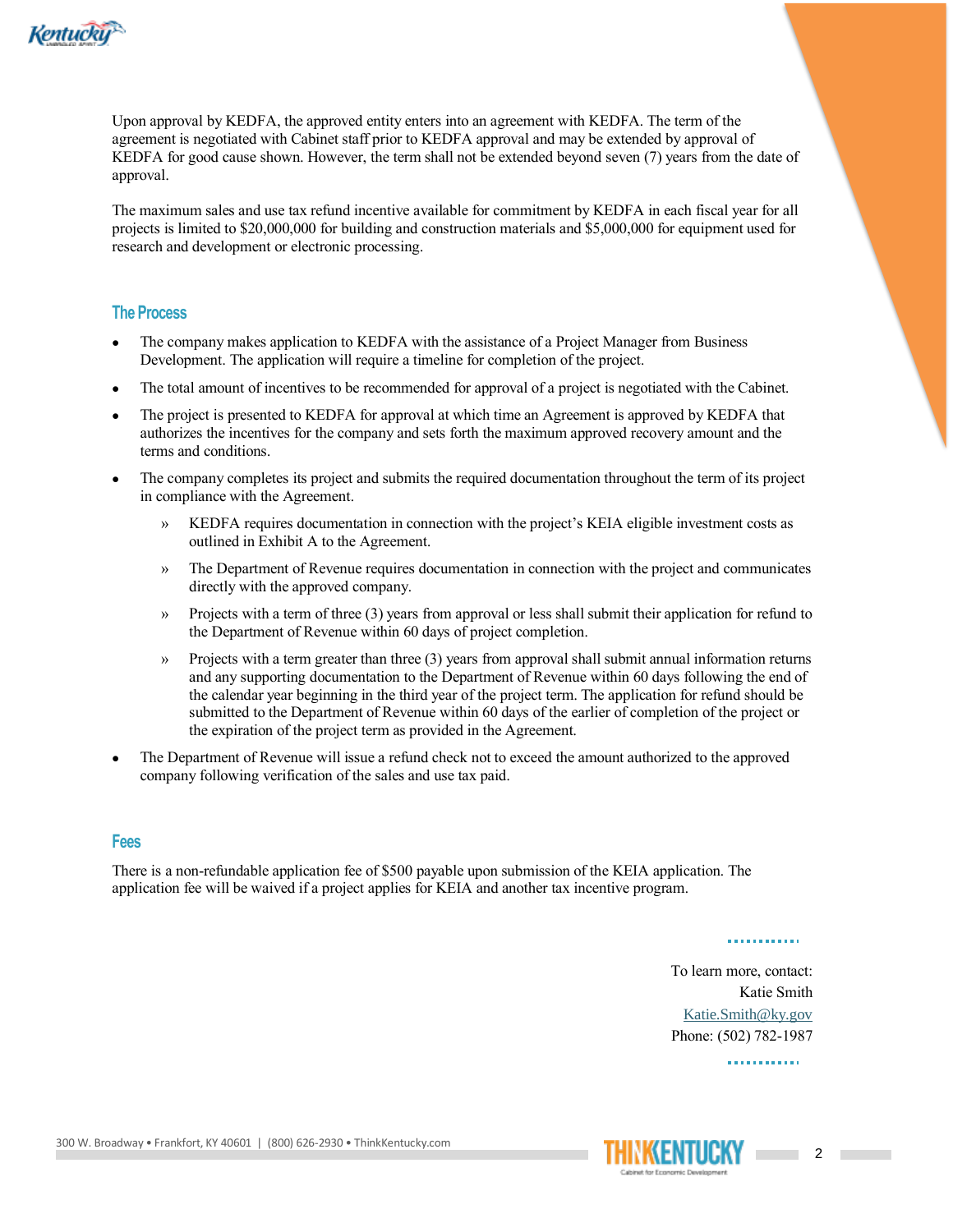Upon approval by KEDFA, the approved entity enters into an agreement with KEDFA. The term of the agreement is negotiated with Cabinet staff prior to KEDFA approval and may be extended by approval of KEDFA for good cause shown. However, the term shall not be extended beyond seven (7) years from the date of approval.

The maximum sales and use tax refund incentive available for commitment by KEDFA in each fiscal year for all projects is limited to $20,000,000 for building and construction materials and $5,000,000 for equipment used for research and development or electronic processing.

## The Process

- The company makes application to KEDFA with the assistance of a Project Manager from Business Development. The application will require a timeline for completion of the project.
- The total amount of incentives to be recommended for approval of a project is negotiated with the Cabinet.
- The project is presented to KEDFA for approval at which time an Agreement is approved by KEDFA that authorizes the incentives for the company and sets forth the maximum approved recovery amount and the terms and conditions.
- The company completes its project and submits the required documentation throughout the term of its project in compliance with the Agreement.
  - KEDFA requires documentation in connection with the project's KEIA eligible investment costs as outlined in Exhibit A to the Agreement.
  - The Department of Revenue requires documentation in connection with the project and communicates directly with the approved company.
  - Projects with a term of three (3) years from approval or less shall submit their application for refund to the Department of Revenue within 60 days of project completion.
  - Projects with a term greater than three (3) years from approval shall submit annual information returns and any supporting documentation to the Department of Revenue within 60 days following the end of the calendar year beginning in the third year of the project term. The application for refund should be submitted to the Department of Revenue within 60 days of the earlier of completion of the project or the expiration of the project term as provided in the Agreement.
- The Department of Revenue will issue a refund check not to exceed the amount authorized to the approved company following verification of the sales and use tax paid.

## Fees

There is a non-refundable application fee of $500 payable upon submission of the KEIA application. The application fee will be waived if a project applies for KEIA and another tax incentive program.

To learn more, contact:
Katie Smith
Katie.Smith@ky.gov
Phone: (502) 782-1987